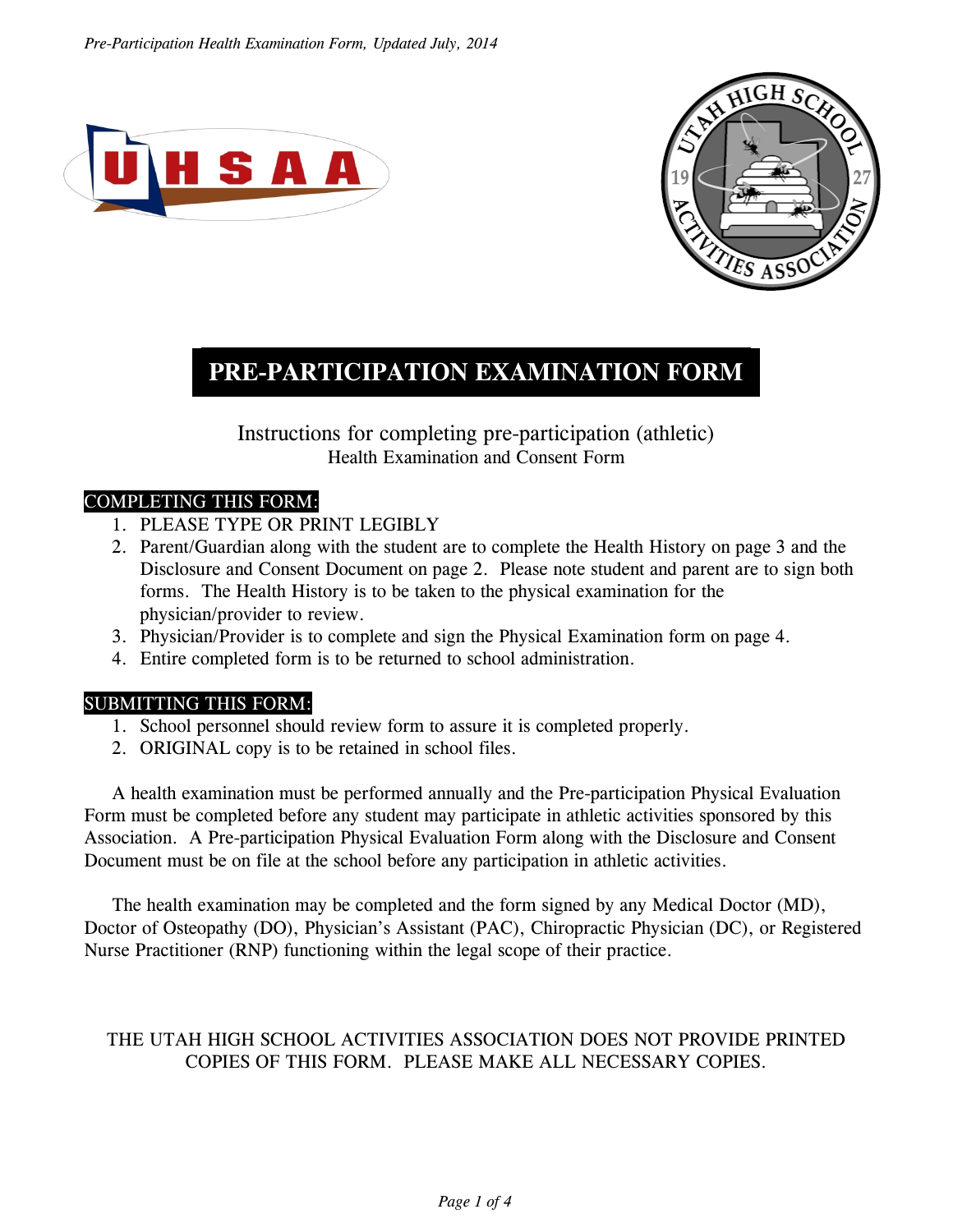# PRE-PARTICIPATION EXAMINATION FORM

Instructions for completing pre-participation (athletic)
Health Examination and Consent Form

## COMPLETING THIS FORM:

1. PLEASE TYPE OR PRINT LEGIBLY
2. Parent/Guardian along with the student are to complete the Health History on page 3 and the Disclosure and Consent Document on page 2. Please note student and parent are to sign both forms. The Health History is to be taken to the physical examination for the physician/provider to review.
3. Physician/Provider is to complete and sign the Physical Examination form on page 4.
4. Entire completed form is to be returned to school administration.

## SUBMITTING THIS FORM:

1. School personnel should review form to assure it is completed properly.
2. ORIGINAL copy is to be retained in school files.

A health examination must be performed annually and the Pre-participation Physical Evaluation Form must be completed before any student may participate in athletic activities sponsored by this Association. A Pre-participation Physical Evaluation Form along with the Disclosure and Consent Document must be on file at the school before any participation in athletic activities.

The health examination may be completed and the form signed by any Medical Doctor (MD), Doctor of Osteopathy (DO), Physician's Assistant (PAC), Chiropractic Physician (DC), or Registered Nurse Practitioner (RNP) functioning within the legal scope of their practice.

THE UTAH HIGH SCHOOL ACTIVITIES ASSOCIATION DOES NOT PROVIDE PRINTED COPIES OF THIS FORM. PLEASE MAKE ALL NECESSARY COPIES.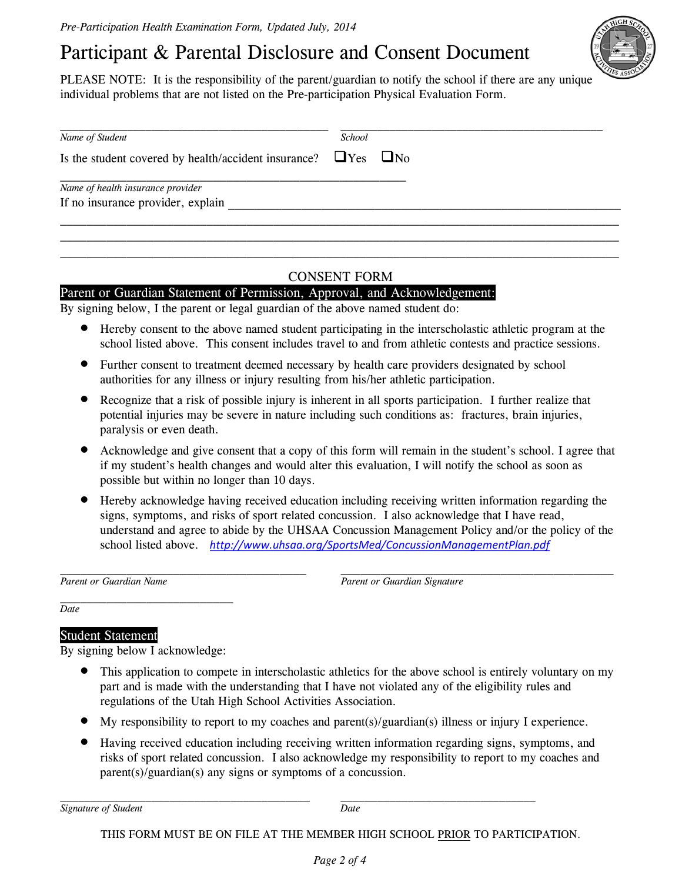*Pre-Participation Health Examination Form, Updated July, 2014*

# Participant & Parental Disclosure and Consent Document

PLEASE NOTE: It is the responsibility of the parent/guardian to notify the school if there are any unique individual problems that are not listed on the Pre-participation Physical Evaluation Form.

\_\_\_\_\_\_\_\_\_\_\_\_\_\_\_\_\_\_\_\_\_\_\_\_\_\_\_\_\_\_\_\_\_\_\_\_\_\_\_\_ \_\_\_\_\_\_\_\_\_\_\_\_\_\_\_\_\_\_\_\_\_\_\_\_\_\_\_\_\_\_\_\_\_\_\_\_\_\_\_\_
*Name of Student* *School*

Is the student covered by health/accident insurance? ☐Yes ☐No

\_\_\_\_\_\_\_\_\_\_\_\_\_\_\_\_\_\_\_\_\_\_\_\_\_\_\_\_\_\_\_\_\_\_\_\_\_\_\_\_\_\_\_\_\_\_\_\_\_\_
*Name of health insurance provider*

If no insurance provider, explain \_\_\_\_\_\_\_\_\_\_\_\_\_\_\_\_\_\_\_\_\_\_\_\_\_\_\_\_\_\_\_\_\_\_\_\_\_\_\_\_\_\_\_\_\_\_\_\_\_\_\_\_\_\_\_\_

\_\_\_\_\_\_\_\_\_\_\_\_\_\_\_\_\_\_\_\_\_\_\_\_\_\_\_\_\_\_\_\_\_\_\_\_\_\_\_\_\_\_\_\_\_\_\_\_\_\_\_\_\_\_\_\_\_\_\_\_\_\_\_\_\_\_\_\_\_\_\_\_\_\_\_\_\_\_\_\_\_\_

\_\_\_\_\_\_\_\_\_\_\_\_\_\_\_\_\_\_\_\_\_\_\_\_\_\_\_\_\_\_\_\_\_\_\_\_\_\_\_\_\_\_\_\_\_\_\_\_\_\_\_\_\_\_\_\_\_\_\_\_\_\_\_\_\_\_\_\_\_\_\_\_\_\_\_\_\_\_\_\_\_\_

\_\_\_\_\_\_\_\_\_\_\_\_\_\_\_\_\_\_\_\_\_\_\_\_\_\_\_\_\_\_\_\_\_\_\_\_\_\_\_\_\_\_\_\_\_\_\_\_\_\_\_\_\_\_\_\_\_\_\_\_\_\_\_\_\_\_\_\_\_\_\_\_\_\_\_\_\_\_\_\_\_\_

## CONSENT FORM

### Parent or Guardian Statement of Permission, Approval, and Acknowledgement:

By signing below, I the parent or legal guardian of the above named student do:

- Hereby consent to the above named student participating in the interscholastic athletic program at the school listed above. This consent includes travel to and from athletic contests and practice sessions.
- Further consent to treatment deemed necessary by health care providers designated by school authorities for any illness or injury resulting from his/her athletic participation.
- Recognize that a risk of possible injury is inherent in all sports participation. I further realize that potential injuries may be severe in nature including such conditions as: fractures, brain injuries, paralysis or even death.
- Acknowledge and give consent that a copy of this form will remain in the student's school. I agree that if my student's health changes and would alter this evaluation, I will notify the school as soon as possible but within no longer than 10 days.
- Hereby acknowledge having received education including receiving written information regarding the signs, symptoms, and risks of sport related concussion. I also acknowledge that I have read, understand and agree to abide by the UHSAA Concussion Management Policy and/or the policy of the school listed above. http://www.uhsaa.org/SportsMed/ConcussionManagementPlan.pdf

\_\_\_\_\_\_\_\_\_\_\_\_\_\_\_\_\_\_\_\_\_\_\_\_\_\_\_\_\_\_\_\_\_\_\_\_\_\_\_\_ \_\_\_\_\_\_\_\_\_\_\_\_\_\_\_\_\_\_\_\_\_\_\_\_\_\_\_\_\_\_\_\_\_\_\_\_\_\_\_\_
*Parent or Guardian Name* *Parent or Guardian Signature*

\_\_\_\_\_\_\_\_\_\_\_\_\_\_\_\_\_\_\_\_\_\_\_\_\_\_\_\_
*Date*

### Student Statement

By signing below I acknowledge:

- This application to compete in interscholastic athletics for the above school is entirely voluntary on my part and is made with the understanding that I have not violated any of the eligibility rules and regulations of the Utah High School Activities Association.
- My responsibility to report to my coaches and parent(s)/guardian(s) illness or injury I experience.
- Having received education including receiving written information regarding signs, symptoms, and risks of sport related concussion. I also acknowledge my responsibility to report to my coaches and parent(s)/guardian(s) any signs or symptoms of a concussion.

\_\_\_\_\_\_\_\_\_\_\_\_\_\_\_\_\_\_\_\_\_\_\_\_\_\_\_\_\_\_\_\_\_\_\_\_\_\_\_\_ \_\_\_\_\_\_\_\_\_\_\_\_\_\_\_\_\_\_\_\_\_\_\_\_\_\_\_\_\_\_\_\_
*Signature of Student* *Date*

THIS FORM MUST BE ON FILE AT THE MEMBER HIGH SCHOOL PRIOR TO PARTICIPATION.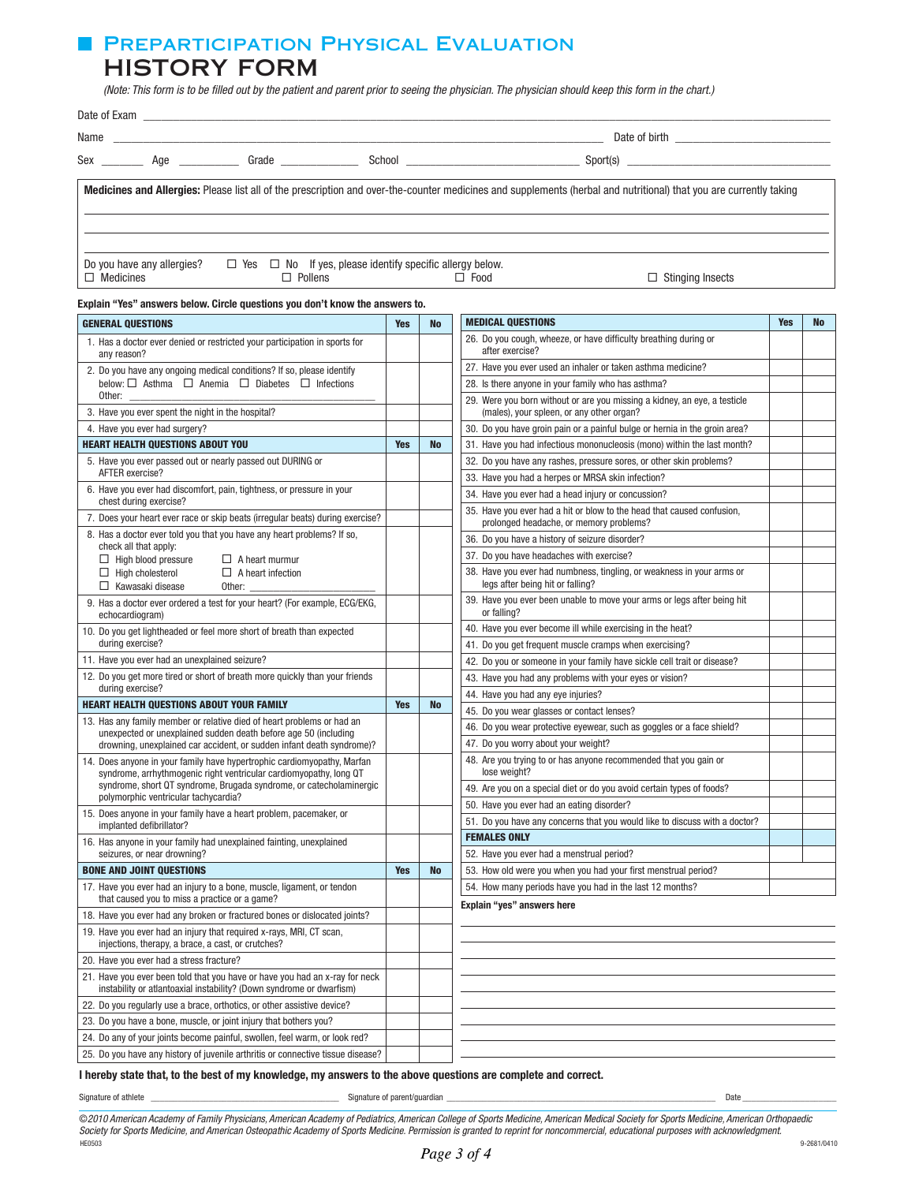# Preparticipation Physical Evaluation
## HISTORY FORM

*(Note: This form is to be filled out by the patient and parent prior to seeing the physician. The physician should keep this form in the chart.)*

Date of Exam ______________________________

Name ______________________________ Date of birth ______________________________

Sex _______ Age _______ Grade _______ School ______________________________ Sport(s) ______________________________

**Medicines and Allergies:** Please list all of the prescription and over-the-counter medicines and supplements (herbal and nutritional) that you are currently taking

______________________________

______________________________

______________________________

Do you have any allergies? ☐ Yes ☐ No If yes, please identify specific allergy below.
☐ Medicines ☐ Pollens ☐ Food ☐ Stinging Insects

**Explain "Yes" answers below. Circle questions you don't know the answers to.**

| GENERAL QUESTIONS | Yes | No |
|---|---|---|
| 1. Has a doctor ever denied or restricted your participation in sports for any reason? | | |
| 2. Do you have any ongoing medical conditions? If so, please identify below: ☐ Asthma ☐ Anemia ☐ Diabetes ☐ Infections Other: ____________ | | |
| 3. Have you ever spent the night in the hospital? | | |
| 4. Have you ever had surgery? | | |
| **HEART HEALTH QUESTIONS ABOUT YOU** | **Yes** | **No** |
| 5. Have you ever passed out or nearly passed out DURING or AFTER exercise? | | |
| 6. Have you ever had discomfort, pain, tightness, or pressure in your chest during exercise? | | |
| 7. Does your heart ever race or skip beats (irregular beats) during exercise? | | |
| 8. Has a doctor ever told you that you have any heart problems? If so, check all that apply: ☐ High blood pressure ☐ A heart murmur ☐ High cholesterol ☐ A heart infection ☐ Kawasaki disease Other: ____________ | | |
| 9. Has a doctor ever ordered a test for your heart? (For example, ECG/EKG, echocardiogram) | | |
| 10. Do you get lightheaded or feel more short of breath than expected during exercise? | | |
| 11. Have you ever had an unexplained seizure? | | |
| 12. Do you get more tired or short of breath more quickly than your friends during exercise? | | |
| **HEART HEALTH QUESTIONS ABOUT YOUR FAMILY** | **Yes** | **No** |
| 13. Has any family member or relative died of heart problems or had an unexpected or unexplained sudden death before age 50 (including drowning, unexplained car accident, or sudden infant death syndrome)? | | |
| 14. Does anyone in your family have hypertrophic cardiomyopathy, Marfan syndrome, arrhythmogenic right ventricular cardiomyopathy, long QT syndrome, short QT syndrome, Brugada syndrome, or catecholaminergic polymorphic ventricular tachycardia? | | |
| 15. Does anyone in your family have a heart problem, pacemaker, or implanted defibrillator? | | |
| 16. Has anyone in your family had unexplained fainting, unexplained seizures, or near drowning? | | |
| **BONE AND JOINT QUESTIONS** | **Yes** | **No** |
| 17. Have you ever had an injury to a bone, muscle, ligament, or tendon that caused you to miss a practice or a game? | | |
| 18. Have you ever had any broken or fractured bones or dislocated joints? | | |
| 19. Have you ever had an injury that required x-rays, MRI, CT scan, injections, therapy, a brace, a cast, or crutches? | | |
| 20. Have you ever had a stress fracture? | | |
| 21. Have you ever been told that you have or have you had an x-ray for neck instability or atlantoaxial instability? (Down syndrome or dwarfism) | | |
| 22. Do you regularly use a brace, orthotics, or other assistive device? | | |
| 23. Do you have a bone, muscle, or joint injury that bothers you? | | |
| 24. Do any of your joints become painful, swollen, feel warm, or look red? | | |
| 25. Do you have any history of juvenile arthritis or connective tissue disease? | | |

| MEDICAL QUESTIONS | Yes | No |
|---|---|---|
| 26. Do you cough, wheeze, or have difficulty breathing during or after exercise? | | |
| 27. Have you ever used an inhaler or taken asthma medicine? | | |
| 28. Is there anyone in your family who has asthma? | | |
| 29. Were you born without or are you missing a kidney, an eye, a testicle (males), your spleen, or any other organ? | | |
| 30. Do you have groin pain or a painful bulge or hernia in the groin area? | | |
| 31. Have you had infectious mononucleosis (mono) within the last month? | | |
| 32. Do you have any rashes, pressure sores, or other skin problems? | | |
| 33. Have you had a herpes or MRSA skin infection? | | |
| 34. Have you ever had a head injury or concussion? | | |
| 35. Have you ever had a hit or blow to the head that caused confusion, prolonged headache, or memory problems? | | |
| 36. Do you have a history of seizure disorder? | | |
| 37. Do you have headaches with exercise? | | |
| 38. Have you ever had numbness, tingling, or weakness in your arms or legs after being hit or falling? | | |
| 39. Have you ever been unable to move your arms or legs after being hit or falling? | | |
| 40. Have you ever become ill while exercising in the heat? | | |
| 41. Do you get frequent muscle cramps when exercising? | | |
| 42. Do you or someone in your family have sickle cell trait or disease? | | |
| 43. Have you had any problems with your eyes or vision? | | |
| 44. Have you had any eye injuries? | | |
| 45. Do you wear glasses or contact lenses? | | |
| 46. Do you wear protective eyewear, such as goggles or a face shield? | | |
| 47. Do you worry about your weight? | | |
| 48. Are you trying to or has anyone recommended that you gain or lose weight? | | |
| 49. Are you on a special diet or do you avoid certain types of foods? | | |
| 50. Have you ever had an eating disorder? | | |
| 51. Do you have any concerns that you would like to discuss with a doctor? | | |
| **FEMALES ONLY** | | |
| 52. Have you ever had a menstrual period? | | |
| 53. How old were you when you had your first menstrual period? | | |
| 54. How many periods have you had in the last 12 months? | | |

**Explain "yes" answers here**

______________________________

______________________________

______________________________

______________________________

______________________________

______________________________

______________________________

______________________________

**I hereby state that, to the best of my knowledge, my answers to the above questions are complete and correct.**

Signature of athlete ______________________ Signature of parent/guardian ______________________ Date ____________

*©2010 American Academy of Family Physicians, American Academy of Pediatrics, American College of Sports Medicine, American Medical Society for Sports Medicine, American Orthopaedic Society for Sports Medicine, and American Osteopathic Academy of Sports Medicine. Permission is granted to reprint for noncommercial, educational purposes with acknowledgment.*

HE0503 9-2681/0410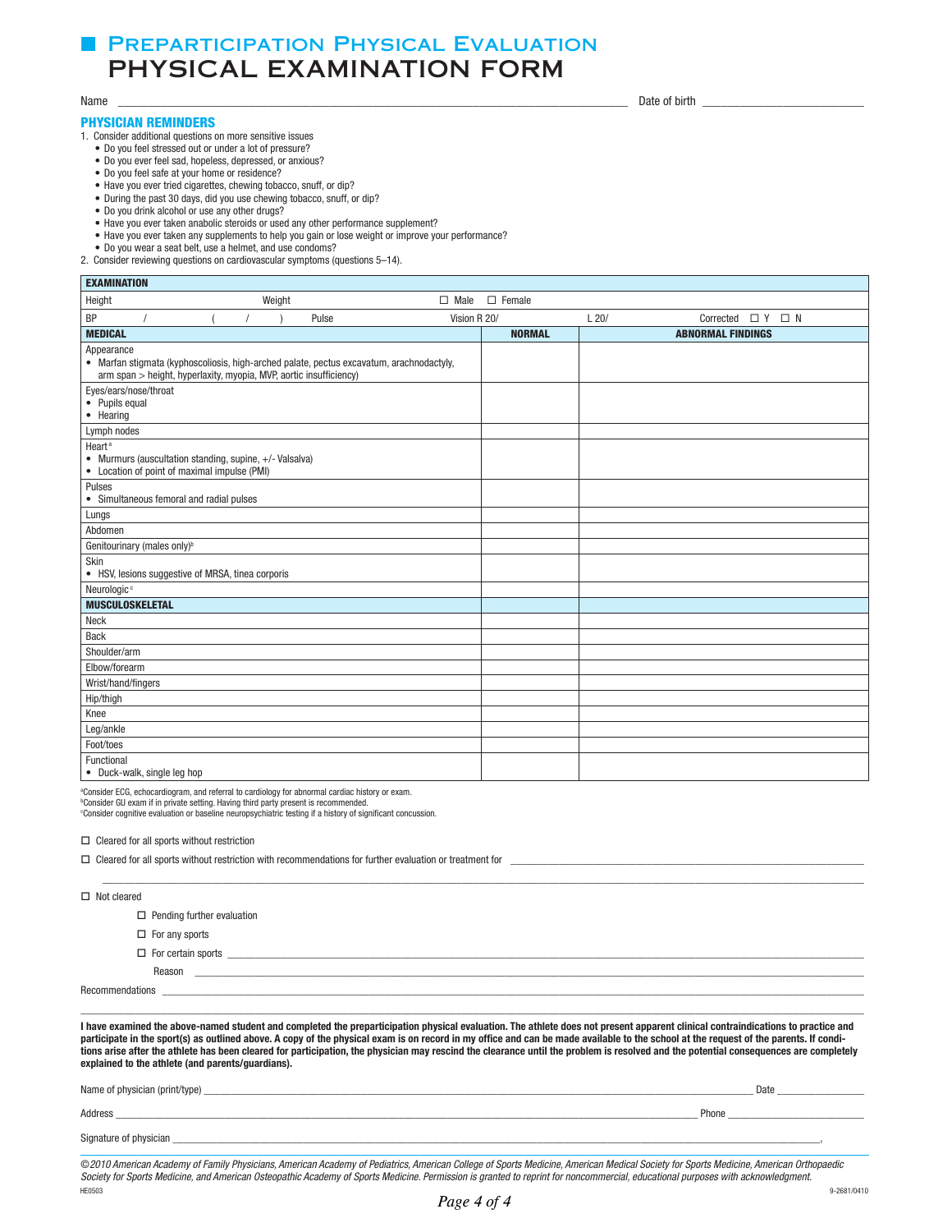# Preparticipation Physical Evaluation
# PHYSICAL EXAMINATION FORM

Name ______________________________ Date of birth ______________

## PHYSICIAN REMINDERS

1. Consider additional questions on more sensitive issues
   - Do you feel stressed out or under a lot of pressure?
   - Do you ever feel sad, hopeless, depressed, or anxious?
   - Do you feel safe at your home or residence?
   - Have you ever tried cigarettes, chewing tobacco, snuff, or dip?
   - During the past 30 days, did you use chewing tobacco, snuff, or dip?
   - Do you drink alcohol or use any other drugs?
   - Have you ever taken anabolic steroids or used any other performance supplement?
   - Have you ever taken any supplements to help you gain or lose weight or improve your performance?
   - Do you wear a seat belt, use a helmet, and use condoms?
2. Consider reviewing questions on cardiovascular symptoms (questions 5–14).

| EXAMINATION | | |
|---|---|---|
| Height Weight | ☐ Male ☐ Female | |
| BP / ( / ) Pulse | Vision R 20/ | L 20/ Corrected ☐ Y ☐ N |
| **MEDICAL** | **NORMAL** | **ABNORMAL FINDINGS** |
| Appearance<br>• Marfan stigmata (kyphoscoliosis, high-arched palate, pectus excavatum, arachnodactyly, arm span > height, hyperlaxity, myopia, MVP, aortic insufficiency) | | |
| Eyes/ears/nose/throat<br>• Pupils equal<br>• Hearing | | |
| Lymph nodes | | |
| Heart[a]<br>• Murmurs (auscultation standing, supine, +/- Valsalva)<br>• Location of point of maximal impulse (PMI) | | |
| Pulses<br>• Simultaneous femoral and radial pulses | | |
| Lungs | | |
| Abdomen | | |
| Genitourinary (males only)[b] | | |
| Skin<br>• HSV, lesions suggestive of MRSA, tinea corporis | | |
| Neurologic[c] | | |
| **MUSCULOSKELETAL** | | |
| Neck | | |
| Back | | |
| Shoulder/arm | | |
| Elbow/forearm | | |
| Wrist/hand/fingers | | |
| Hip/thigh | | |
| Knee | | |
| Leg/ankle | | |
| Foot/toes | | |
| Functional<br>• Duck-walk, single leg hop | | |

[a]Consider ECG, echocardiogram, and referral to cardiology for abnormal cardiac history or exam.
[b]Consider GU exam if in private setting. Having third party present is recommended.
[c]Consider cognitive evaluation or baseline neuropsychiatric testing if a history of significant concussion.

☐ Cleared for all sports without restriction

☐ Cleared for all sports without restriction with recommendations for further evaluation or treatment for ______________________________

☐ Not cleared

- ☐ Pending further evaluation
- ☐ For any sports
- ☐ For certain sports ______________________________
  
  Reason ______________________________

Recommendations ______________________________

**I have examined the above-named student and completed the preparticipation physical evaluation. The athlete does not present apparent clinical contraindications to practice and participate in the sport(s) as outlined above. A copy of the physical exam is on record in my office and can be made available to the school at the request of the parents. If conditions arise after the athlete has been cleared for participation, the physician may rescind the clearance until the problem is resolved and the potential consequences are completely explained to the athlete (and parents/guardians).**

Name of physician (print/type) ______________________________ Date ______________

Address ______________________________ Phone ______________

Signature of physician ______________________________,

*©2010 American Academy of Family Physicians, American Academy of Pediatrics, American College of Sports Medicine, American Medical Society for Sports Medicine, American Orthopaedic Society for Sports Medicine, and American Osteopathic Academy of Sports Medicine. Permission is granted to reprint for noncommercial, educational purposes with acknowledgment.*

HE0503 9-2681/0410